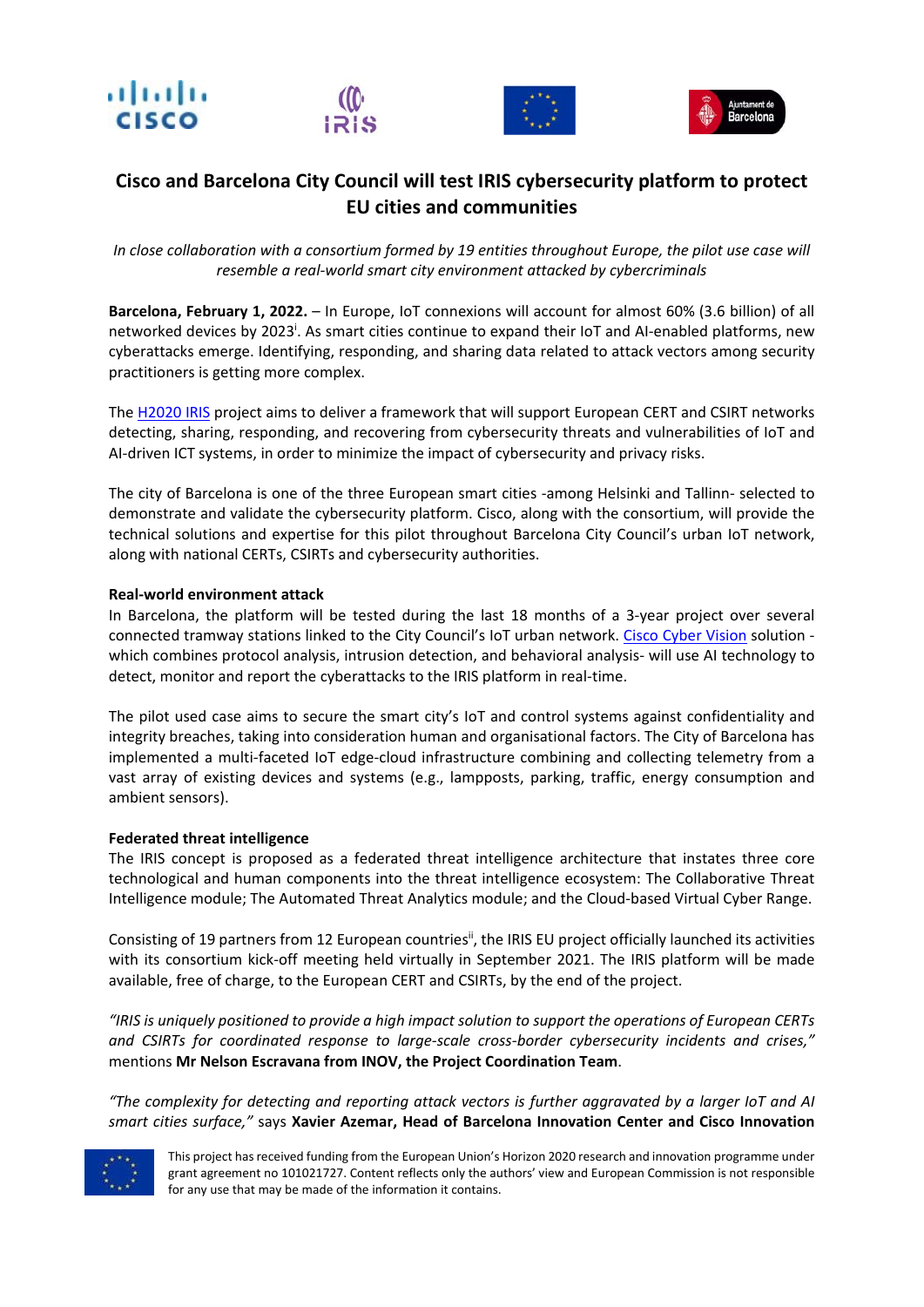# Cisco and Barcelona City Council will test IRIS cybersecurity platform to protect EU cities and communities

*In close collaboration with a consortium formed by 19 entities throughout Europe, the pilot use case will resemble a real-world smart city environment attacked by cybercriminals*

**Barcelona, February 1, 2022.** – In Europe, IoT connexions will account for almost 60% (3.6 billion) of all networked devices by 2023[i]. As smart cities continue to expand their IoT and AI-enabled platforms, new cyberattacks emerge. Identifying, responding, and sharing data related to attack vectors among security practitioners is getting more complex.

The H2020 IRIS project aims to deliver a framework that will support European CERT and CSIRT networks detecting, sharing, responding, and recovering from cybersecurity threats and vulnerabilities of IoT and AI-driven ICT systems, in order to minimize the impact of cybersecurity and privacy risks.

The city of Barcelona is one of the three European smart cities -among Helsinki and Tallinn- selected to demonstrate and validate the cybersecurity platform. Cisco, along with the consortium, will provide the technical solutions and expertise for this pilot throughout Barcelona City Council's urban IoT network, along with national CERTs, CSIRTs and cybersecurity authorities.

**Real-world environment attack**

In Barcelona, the platform will be tested during the last 18 months of a 3-year project over several connected tramway stations linked to the City Council's IoT urban network. Cisco Cyber Vision solution - which combines protocol analysis, intrusion detection, and behavioral analysis- will use AI technology to detect, monitor and report the cyberattacks to the IRIS platform in real-time.

The pilot used case aims to secure the smart city's IoT and control systems against confidentiality and integrity breaches, taking into consideration human and organisational factors. The City of Barcelona has implemented a multi-faceted IoT edge-cloud infrastructure combining and collecting telemetry from a vast array of existing devices and systems (e.g., lampposts, parking, traffic, energy consumption and ambient sensors).

**Federated threat intelligence**

The IRIS concept is proposed as a federated threat intelligence architecture that instates three core technological and human components into the threat intelligence ecosystem: The Collaborative Threat Intelligence module; The Automated Threat Analytics module; and the Cloud-based Virtual Cyber Range.

Consisting of 19 partners from 12 European countries[ii], the IRIS EU project officially launched its activities with its consortium kick-off meeting held virtually in September 2021. The IRIS platform will be made available, free of charge, to the European CERT and CSIRTs, by the end of the project.

*"IRIS is uniquely positioned to provide a high impact solution to support the operations of European CERTs and CSIRTs for coordinated response to large-scale cross-border cybersecurity incidents and crises,"* mentions **Mr Nelson Escravana from INOV, the Project Coordination Team**.

*"The complexity for detecting and reporting attack vectors is further aggravated by a larger IoT and AI smart cities surface,"* says **Xavier Azemar, Head of Barcelona Innovation Center and Cisco Innovation**

This project has received funding from the European Union's Horizon 2020 research and innovation programme under grant agreement no 101021727. Content reflects only the authors' view and European Commission is not responsible for any use that may be made of the information it contains.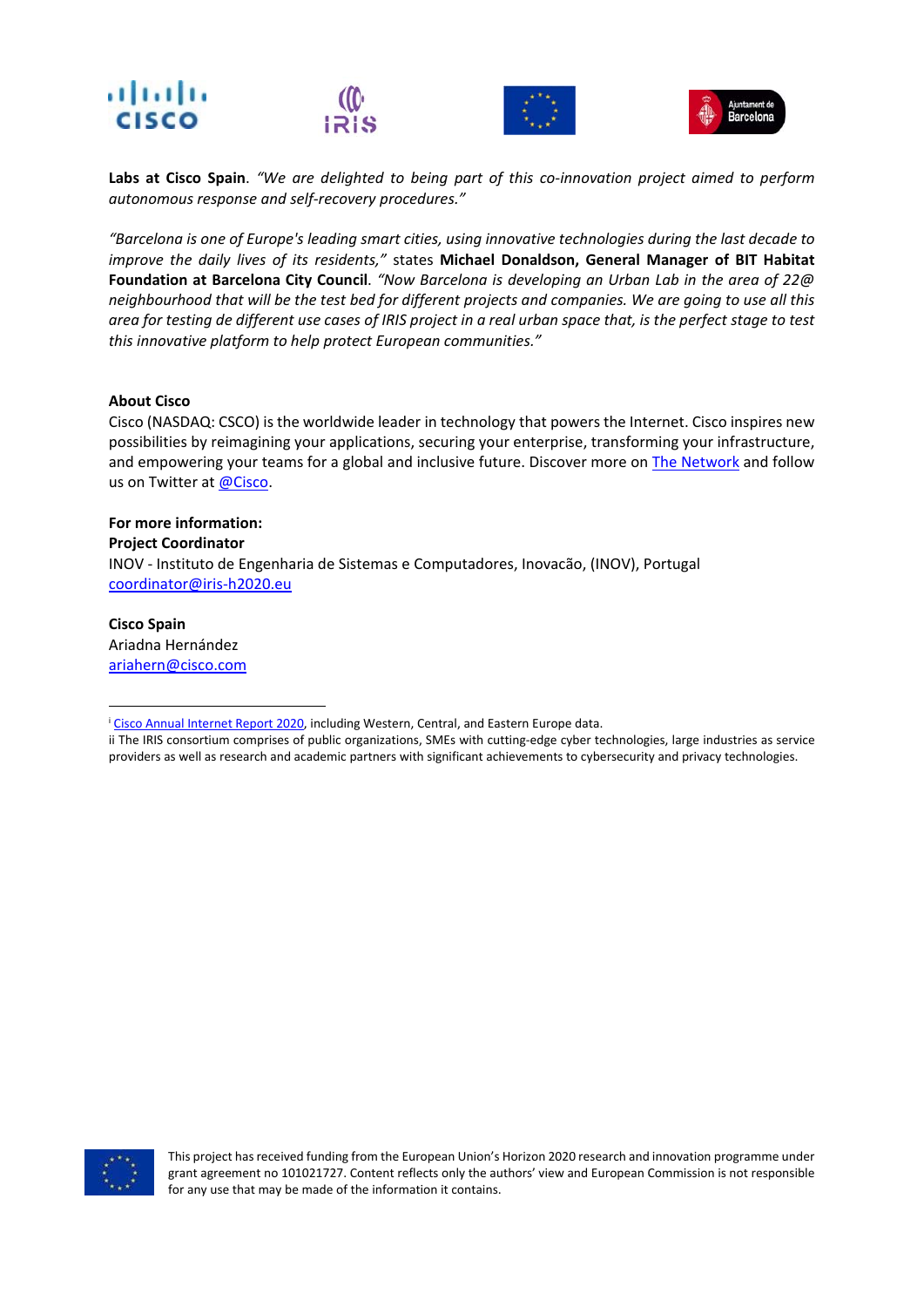**Labs at Cisco Spain**. *"We are delighted to being part of this co-innovation project aimed to perform autonomous response and self-recovery procedures."*

*"Barcelona is one of Europe's leading smart cities, using innovative technologies during the last decade to improve the daily lives of its residents,"* states **Michael Donaldson, General Manager of BIT Habitat Foundation at Barcelona City Council**. *"Now Barcelona is developing an Urban Lab in the area of 22@ neighbourhood that will be the test bed for different projects and companies. We are going to use all this area for testing de different use cases of IRIS project in a real urban space that, is the perfect stage to test this innovative platform to help protect European communities."*

**About Cisco**

Cisco (NASDAQ: CSCO) is the worldwide leader in technology that powers the Internet. Cisco inspires new possibilities by reimagining your applications, securing your enterprise, transforming your infrastructure, and empowering your teams for a global and inclusive future. Discover more on The Network and follow us on Twitter at @Cisco.

**For more information:**

**Project Coordinator**

INOV - Instituto de Engenharia de Sistemas e Computadores, Inovacão, (INOV), Portugal

coordinator@iris-h2020.eu

**Cisco Spain**

Ariadna Hernández

ariahern@cisco.com

---

[i] Cisco Annual Internet Report 2020, including Western, Central, and Eastern Europe data.

ii The IRIS consortium comprises of public organizations, SMEs with cutting-edge cyber technologies, large industries as service providers as well as research and academic partners with significant achievements to cybersecurity and privacy technologies.

This project has received funding from the European Union's Horizon 2020 research and innovation programme under grant agreement no 101021727. Content reflects only the authors' view and European Commission is not responsible for any use that may be made of the information it contains.